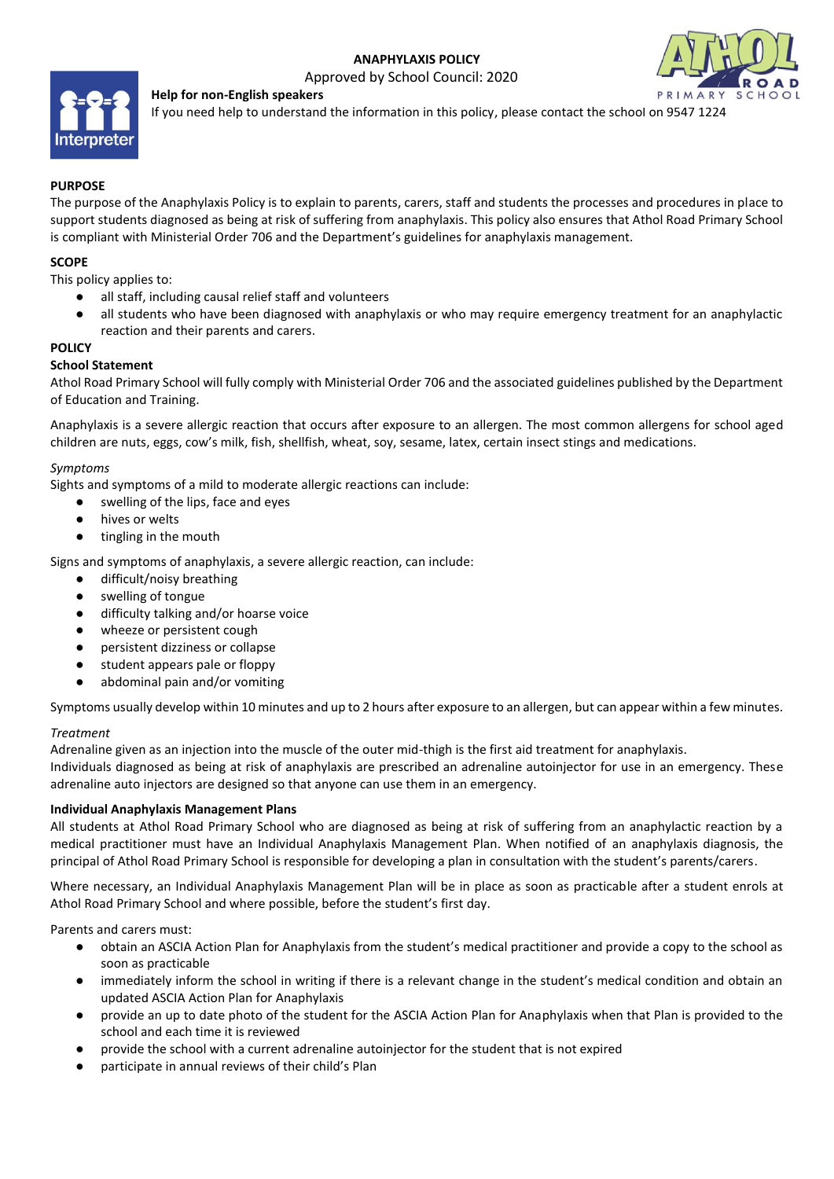# ANAPHYLAXIS POLICY

Approved by School Council: 2020

**Help for non-English speakers**

If you need help to understand the information in this policy, please contact the school on 9547 1224

## PURPOSE

The purpose of the Anaphylaxis Policy is to explain to parents, carers, staff and students the processes and procedures in place to support students diagnosed as being at risk of suffering from anaphylaxis. This policy also ensures that Athol Road Primary School is compliant with Ministerial Order 706 and the Department's guidelines for anaphylaxis management.

## SCOPE

This policy applies to:

- all staff, including causal relief staff and volunteers
- all students who have been diagnosed with anaphylaxis or who may require emergency treatment for an anaphylactic reaction and their parents and carers.

## POLICY

### School Statement

Athol Road Primary School will fully comply with Ministerial Order 706 and the associated guidelines published by the Department of Education and Training.

Anaphylaxis is a severe allergic reaction that occurs after exposure to an allergen. The most common allergens for school aged children are nuts, eggs, cow's milk, fish, shellfish, wheat, soy, sesame, latex, certain insect stings and medications.

*Symptoms*

Sights and symptoms of a mild to moderate allergic reactions can include:

- swelling of the lips, face and eyes
- hives or welts
- tingling in the mouth

Signs and symptoms of anaphylaxis, a severe allergic reaction, can include:

- difficult/noisy breathing
- swelling of tongue
- difficulty talking and/or hoarse voice
- wheeze or persistent cough
- persistent dizziness or collapse
- student appears pale or floppy
- abdominal pain and/or vomiting

Symptoms usually develop within 10 minutes and up to 2 hours after exposure to an allergen, but can appear within a few minutes.

*Treatment*

Adrenaline given as an injection into the muscle of the outer mid-thigh is the first aid treatment for anaphylaxis.

Individuals diagnosed as being at risk of anaphylaxis are prescribed an adrenaline autoinjector for use in an emergency. These adrenaline auto injectors are designed so that anyone can use them in an emergency.

### Individual Anaphylaxis Management Plans

All students at Athol Road Primary School who are diagnosed as being at risk of suffering from an anaphylactic reaction by a medical practitioner must have an Individual Anaphylaxis Management Plan. When notified of an anaphylaxis diagnosis, the principal of Athol Road Primary School is responsible for developing a plan in consultation with the student's parents/carers.

Where necessary, an Individual Anaphylaxis Management Plan will be in place as soon as practicable after a student enrols at Athol Road Primary School and where possible, before the student's first day.

Parents and carers must:

- obtain an ASCIA Action Plan for Anaphylaxis from the student's medical practitioner and provide a copy to the school as soon as practicable
- immediately inform the school in writing if there is a relevant change in the student's medical condition and obtain an updated ASCIA Action Plan for Anaphylaxis
- provide an up to date photo of the student for the ASCIA Action Plan for Anaphylaxis when that Plan is provided to the school and each time it is reviewed
- provide the school with a current adrenaline autoinjector for the student that is not expired
- participate in annual reviews of their child's Plan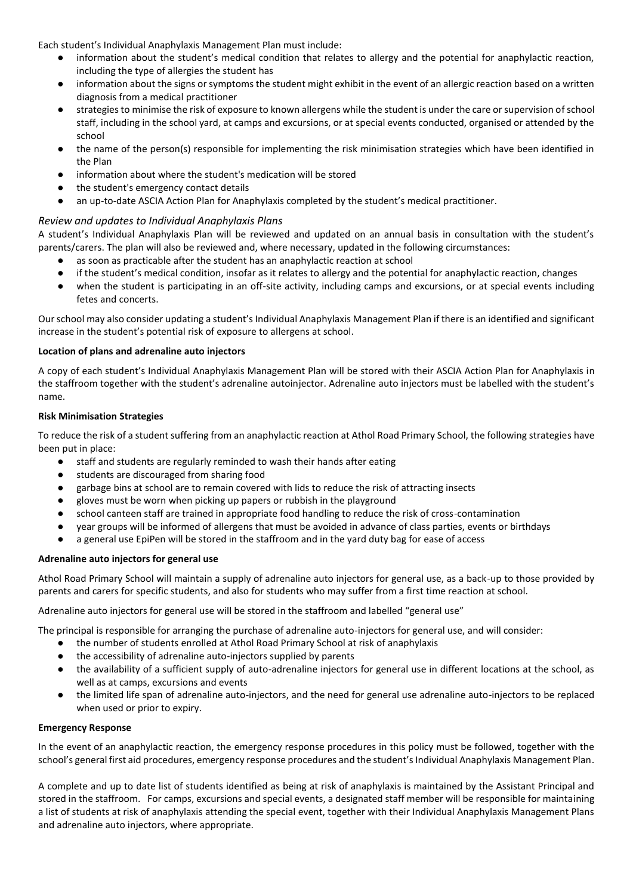Each student's Individual Anaphylaxis Management Plan must include:

- information about the student's medical condition that relates to allergy and the potential for anaphylactic reaction, including the type of allergies the student has
- information about the signs or symptoms the student might exhibit in the event of an allergic reaction based on a written diagnosis from a medical practitioner
- strategies to minimise the risk of exposure to known allergens while the student is under the care or supervision of school staff, including in the school yard, at camps and excursions, or at special events conducted, organised or attended by the school
- the name of the person(s) responsible for implementing the risk minimisation strategies which have been identified in the Plan
- information about where the student's medication will be stored
- the student's emergency contact details
- an up-to-date ASCIA Action Plan for Anaphylaxis completed by the student's medical practitioner.

### *Review and updates to Individual Anaphylaxis Plans*

A student's Individual Anaphylaxis Plan will be reviewed and updated on an annual basis in consultation with the student's parents/carers. The plan will also be reviewed and, where necessary, updated in the following circumstances:

- as soon as practicable after the student has an anaphylactic reaction at school
- if the student's medical condition, insofar as it relates to allergy and the potential for anaphylactic reaction, changes
- when the student is participating in an off-site activity, including camps and excursions, or at special events including fetes and concerts.

Our school may also consider updating a student's Individual Anaphylaxis Management Plan if there is an identified and significant increase in the student's potential risk of exposure to allergens at school.

**Location of plans and adrenaline auto injectors**

A copy of each student's Individual Anaphylaxis Management Plan will be stored with their ASCIA Action Plan for Anaphylaxis in the staffroom together with the student's adrenaline autoinjector. Adrenaline auto injectors must be labelled with the student's name.

**Risk Minimisation Strategies**

To reduce the risk of a student suffering from an anaphylactic reaction at Athol Road Primary School, the following strategies have been put in place:

- staff and students are regularly reminded to wash their hands after eating
- students are discouraged from sharing food
- garbage bins at school are to remain covered with lids to reduce the risk of attracting insects
- gloves must be worn when picking up papers or rubbish in the playground
- school canteen staff are trained in appropriate food handling to reduce the risk of cross-contamination
- year groups will be informed of allergens that must be avoided in advance of class parties, events or birthdays
- a general use EpiPen will be stored in the staffroom and in the yard duty bag for ease of access

**Adrenaline auto injectors for general use**

Athol Road Primary School will maintain a supply of adrenaline auto injectors for general use, as a back-up to those provided by parents and carers for specific students, and also for students who may suffer from a first time reaction at school.

Adrenaline auto injectors for general use will be stored in the staffroom and labelled "general use"

The principal is responsible for arranging the purchase of adrenaline auto-injectors for general use, and will consider:

- the number of students enrolled at Athol Road Primary School at risk of anaphylaxis
- the accessibility of adrenaline auto-injectors supplied by parents
- the availability of a sufficient supply of auto-adrenaline injectors for general use in different locations at the school, as well as at camps, excursions and events
- the limited life span of adrenaline auto-injectors, and the need for general use adrenaline auto-injectors to be replaced when used or prior to expiry.

**Emergency Response**

In the event of an anaphylactic reaction, the emergency response procedures in this policy must be followed, together with the school's general first aid procedures, emergency response procedures and the student's Individual Anaphylaxis Management Plan.

A complete and up to date list of students identified as being at risk of anaphylaxis is maintained by the Assistant Principal and stored in the staffroom. For camps, excursions and special events, a designated staff member will be responsible for maintaining a list of students at risk of anaphylaxis attending the special event, together with their Individual Anaphylaxis Management Plans and adrenaline auto injectors, where appropriate.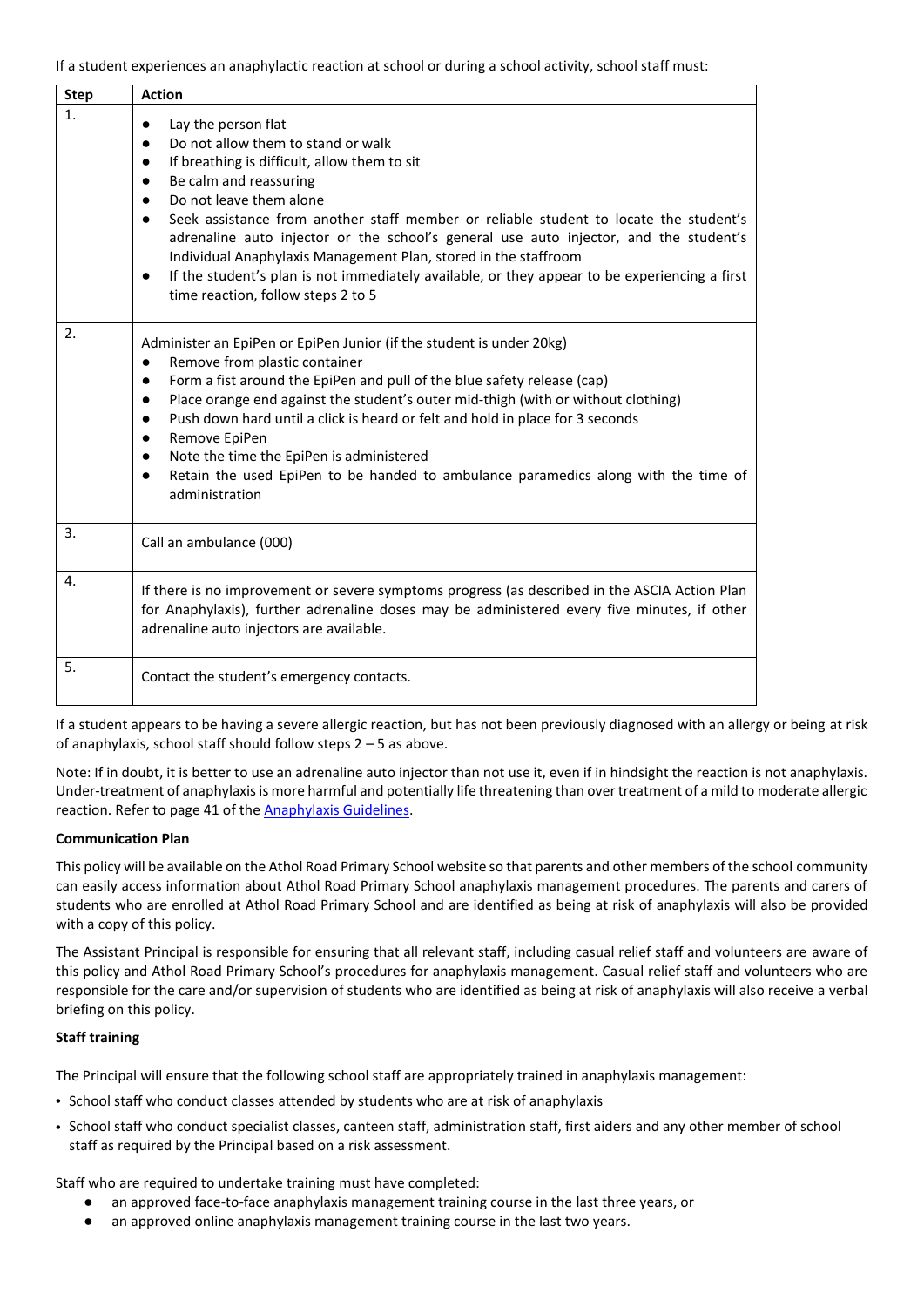If a student experiences an anaphylactic reaction at school or during a school activity, school staff must:

| Step | Action |
|---|---|
| 1. | • Lay the person flat<br>• Do not allow them to stand or walk<br>• If breathing is difficult, allow them to sit<br>• Be calm and reassuring<br>• Do not leave them alone<br>• Seek assistance from another staff member or reliable student to locate the student's adrenaline auto injector or the school's general use auto injector, and the student's Individual Anaphylaxis Management Plan, stored in the staffroom<br>• If the student's plan is not immediately available, or they appear to be experiencing a first time reaction, follow steps 2 to 5 |
| 2. | Administer an EpiPen or EpiPen Junior (if the student is under 20kg)<br>• Remove from plastic container<br>• Form a fist around the EpiPen and pull of the blue safety release (cap)<br>• Place orange end against the student's outer mid-thigh (with or without clothing)<br>• Push down hard until a click is heard or felt and hold in place for 3 seconds<br>• Remove EpiPen<br>• Note the time the EpiPen is administered<br>• Retain the used EpiPen to be handed to ambulance paramedics along with the time of administration |
| 3. | Call an ambulance (000) |
| 4. | If there is no improvement or severe symptoms progress (as described in the ASCIA Action Plan for Anaphylaxis), further adrenaline doses may be administered every five minutes, if other adrenaline auto injectors are available. |
| 5. | Contact the student's emergency contacts. |

If a student appears to be having a severe allergic reaction, but has not been previously diagnosed with an allergy or being at risk of anaphylaxis, school staff should follow steps 2 – 5 as above.

Note: If in doubt, it is better to use an adrenaline auto injector than not use it, even if in hindsight the reaction is not anaphylaxis. Under-treatment of anaphylaxis is more harmful and potentially life threatening than over treatment of a mild to moderate allergic reaction. Refer to page 41 of the Anaphylaxis Guidelines.

**Communication Plan**

This policy will be available on the Athol Road Primary School website so that parents and other members of the school community can easily access information about Athol Road Primary School anaphylaxis management procedures. The parents and carers of students who are enrolled at Athol Road Primary School and are identified as being at risk of anaphylaxis will also be provided with a copy of this policy.

The Assistant Principal is responsible for ensuring that all relevant staff, including casual relief staff and volunteers are aware of this policy and Athol Road Primary School's procedures for anaphylaxis management. Casual relief staff and volunteers who are responsible for the care and/or supervision of students who are identified as being at risk of anaphylaxis will also receive a verbal briefing on this policy.

**Staff training**

The Principal will ensure that the following school staff are appropriately trained in anaphylaxis management:

- School staff who conduct classes attended by students who are at risk of anaphylaxis
- School staff who conduct specialist classes, canteen staff, administration staff, first aiders and any other member of school staff as required by the Principal based on a risk assessment.

Staff who are required to undertake training must have completed:

- an approved face-to-face anaphylaxis management training course in the last three years, or
- an approved online anaphylaxis management training course in the last two years.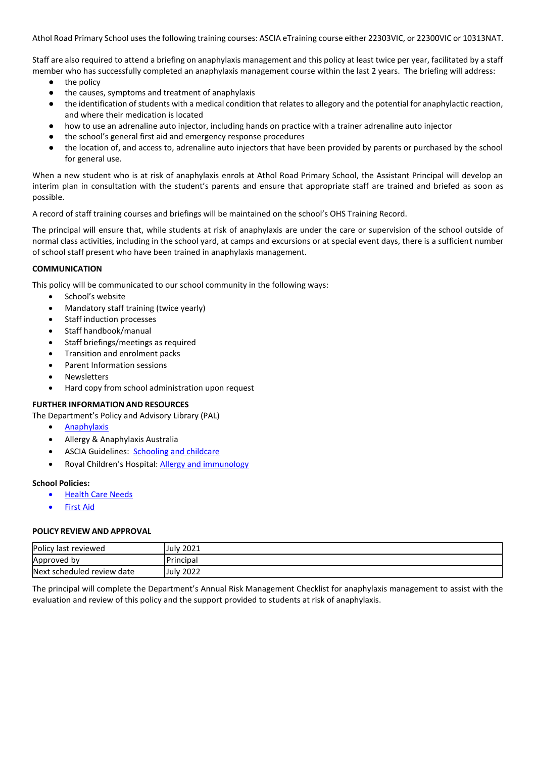Athol Road Primary School uses the following training courses: ASCIA eTraining course either 22303VIC, or 22300VIC or 10313NAT.

Staff are also required to attend a briefing on anaphylaxis management and this policy at least twice per year, facilitated by a staff member who has successfully completed an anaphylaxis management course within the last 2 years. The briefing will address:

- the policy
- the causes, symptoms and treatment of anaphylaxis
- the identification of students with a medical condition that relates to allegory and the potential for anaphylactic reaction, and where their medication is located
- how to use an adrenaline auto injector, including hands on practice with a trainer adrenaline auto injector
- the school's general first aid and emergency response procedures
- the location of, and access to, adrenaline auto injectors that have been provided by parents or purchased by the school for general use.

When a new student who is at risk of anaphylaxis enrols at Athol Road Primary School, the Assistant Principal will develop an interim plan in consultation with the student's parents and ensure that appropriate staff are trained and briefed as soon as possible.

A record of staff training courses and briefings will be maintained on the school's OHS Training Record.

The principal will ensure that, while students at risk of anaphylaxis are under the care or supervision of the school outside of normal class activities, including in the school yard, at camps and excursions or at special event days, there is a sufficient number of school staff present who have been trained in anaphylaxis management.

**COMMUNICATION**

This policy will be communicated to our school community in the following ways:

- School's website
- Mandatory staff training (twice yearly)
- Staff induction processes
- Staff handbook/manual
- Staff briefings/meetings as required
- Transition and enrolment packs
- Parent Information sessions
- Newsletters
- Hard copy from school administration upon request

**FURTHER INFORMATION AND RESOURCES**

The Department's Policy and Advisory Library (PAL)

- Anaphylaxis
- Allergy & Anaphylaxis Australia
- ASCIA Guidelines: Schooling and childcare
- Royal Children's Hospital: Allergy and immunology

**School Policies:**

- Health Care Needs
- First Aid

**POLICY REVIEW AND APPROVAL**

| | |
|---|---|
| Policy last reviewed | July 2021 |
| Approved by | Principal |
| Next scheduled review date | July 2022 |

The principal will complete the Department's Annual Risk Management Checklist for anaphylaxis management to assist with the evaluation and review of this policy and the support provided to students at risk of anaphylaxis.